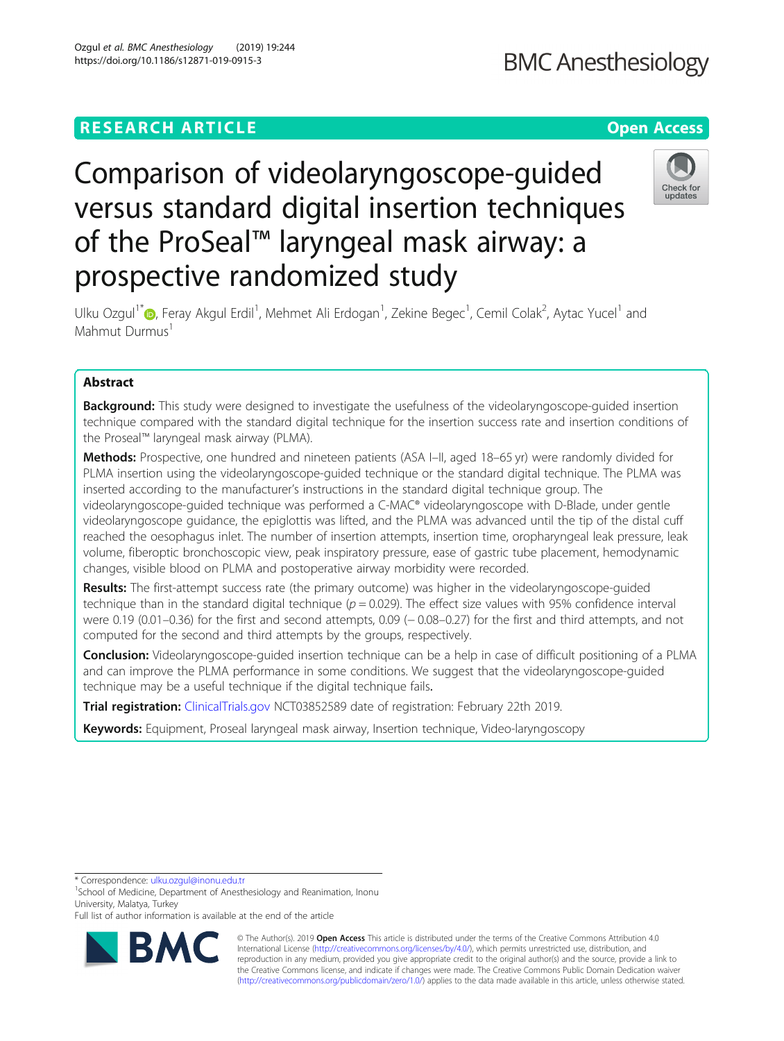RESEARCH ARTICLE

Open Access

# Comparison of videolaryngoscope-guided versus standard digital insertion techniques of the ProSeal™ laryngeal mask airway: a prospective randomized study

Ulku Ozgul[1*], Feray Akgul Erdil[1], Mehmet Ali Erdogan[1], Zekine Begec[1], Cemil Colak[2], Aytac Yucel[1] and Mahmut Durmus[1]

## Abstract

**Background:** This study were designed to investigate the usefulness of the videolaryngoscope-guided insertion technique compared with the standard digital technique for the insertion success rate and insertion conditions of the Proseal™ laryngeal mask airway (PLMA).

**Methods:** Prospective, one hundred and nineteen patients (ASA I–II, aged 18–65 yr) were randomly divided for PLMA insertion using the videolaryngoscope-guided technique or the standard digital technique. The PLMA was inserted according to the manufacturer's instructions in the standard digital technique group. The videolaryngoscope-guided technique was performed a C-MAC® videolaryngoscope with D-Blade, under gentle videolaryngoscope guidance, the epiglottis was lifted, and the PLMA was advanced until the tip of the distal cuff reached the oesophagus inlet. The number of insertion attempts, insertion time, oropharyngeal leak pressure, leak volume, fiberoptic bronchoscopic view, peak inspiratory pressure, ease of gastric tube placement, hemodynamic changes, visible blood on PLMA and postoperative airway morbidity were recorded.

**Results:** The first-attempt success rate (the primary outcome) was higher in the videolaryngoscope-guided technique than in the standard digital technique ($p = 0.029$). The effect size values with 95% confidence interval were 0.19 (0.01–0.36) for the first and second attempts, 0.09 (− 0.08–0.27) for the first and third attempts, and not computed for the second and third attempts by the groups, respectively.

**Conclusion:** Videolaryngoscope-guided insertion technique can be a help in case of difficult positioning of a PLMA and can improve the PLMA performance in some conditions. We suggest that the videolaryngoscope-guided technique may be a useful technique if the digital technique fails.

**Trial registration:** ClinicalTrials.gov NCT03852589 date of registration: February 22th 2019.

**Keywords:** Equipment, Proseal laryngeal mask airway, Insertion technique, Video-laryngoscopy

---

* Correspondence: ulku.ozgul@inonu.edu.tr

[1]School of Medicine, Department of Anesthesiology and Reanimation, Inonu University, Malatya, Turkey

Full list of author information is available at the end of the article

© The Author(s). 2019 **Open Access** This article is distributed under the terms of the Creative Commons Attribution 4.0 International License (http://creativecommons.org/licenses/by/4.0/), which permits unrestricted use, distribution, and reproduction in any medium, provided you give appropriate credit to the original author(s) and the source, provide a link to the Creative Commons license, and indicate if changes were made. The Creative Commons Public Domain Dedication waiver (http://creativecommons.org/publicdomain/zero/1.0/) applies to the data made available in this article, unless otherwise stated.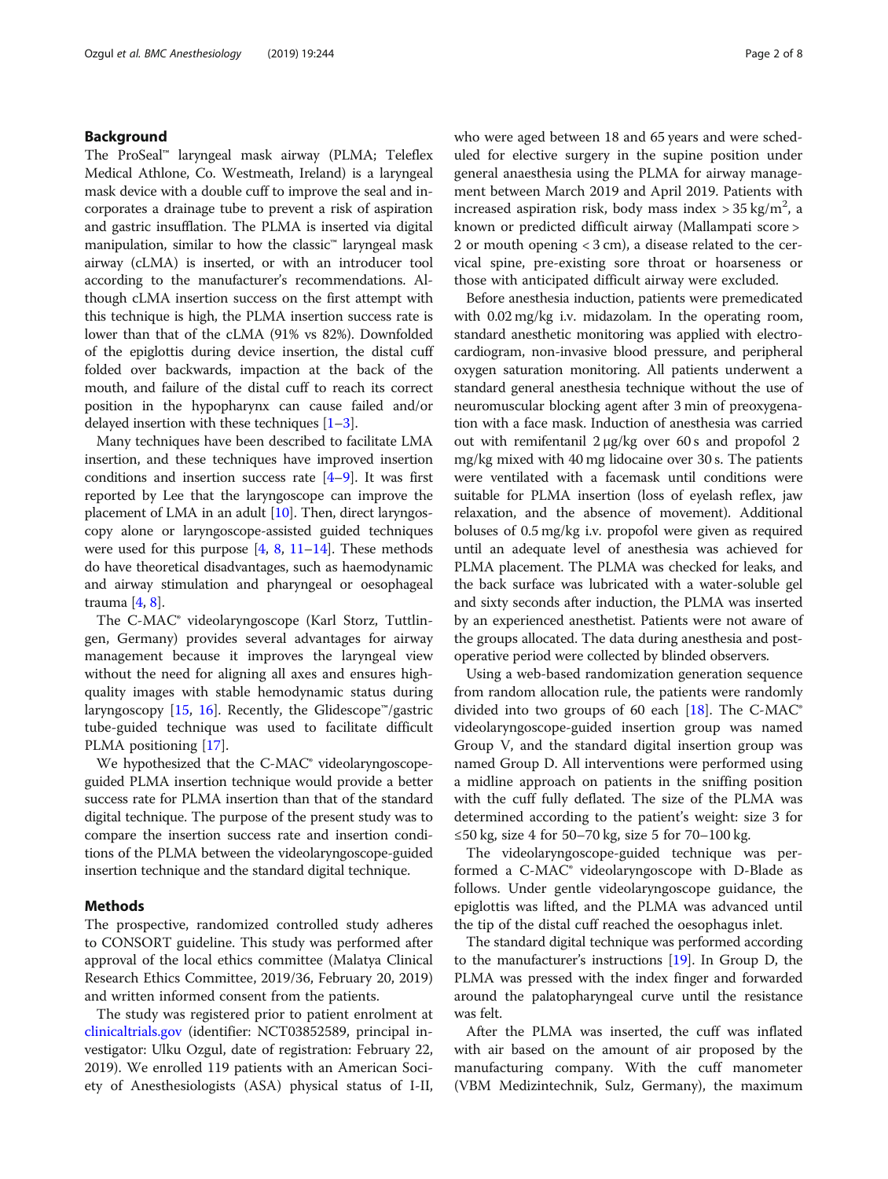## Background

The ProSeal™ laryngeal mask airway (PLMA; Teleflex Medical Athlone, Co. Westmeath, Ireland) is a laryngeal mask device with a double cuff to improve the seal and incorporates a drainage tube to prevent a risk of aspiration and gastric insufflation. The PLMA is inserted via digital manipulation, similar to how the classic™ laryngeal mask airway (cLMA) is inserted, or with an introducer tool according to the manufacturer's recommendations. Although cLMA insertion success on the first attempt with this technique is high, the PLMA insertion success rate is lower than that of the cLMA (91% vs 82%). Downfolded of the epiglottis during device insertion, the distal cuff folded over backwards, impaction at the back of the mouth, and failure of the distal cuff to reach its correct position in the hypopharynx can cause failed and/or delayed insertion with these techniques [1–3].

Many techniques have been described to facilitate LMA insertion, and these techniques have improved insertion conditions and insertion success rate [4–9]. It was first reported by Lee that the laryngoscope can improve the placement of LMA in an adult [10]. Then, direct laryngoscopy alone or laryngoscope-assisted guided techniques were used for this purpose [4, 8, 11–14]. These methods do have theoretical disadvantages, such as haemodynamic and airway stimulation and pharyngeal or oesophageal trauma [4, 8].

The C-MAC® videolaryngoscope (Karl Storz, Tuttlingen, Germany) provides several advantages for airway management because it improves the laryngeal view without the need for aligning all axes and ensures high-quality images with stable hemodynamic status during laryngoscopy [15, 16]. Recently, the Glidescope™/gastric tube-guided technique was used to facilitate difficult PLMA positioning [17].

We hypothesized that the C-MAC® videolaryngoscope-guided PLMA insertion technique would provide a better success rate for PLMA insertion than that of the standard digital technique. The purpose of the present study was to compare the insertion success rate and insertion conditions of the PLMA between the videolaryngoscope-guided insertion technique and the standard digital technique.

## Methods

The prospective, randomized controlled study adheres to CONSORT guideline. This study was performed after approval of the local ethics committee (Malatya Clinical Research Ethics Committee, 2019/36, February 20, 2019) and written informed consent from the patients.

The study was registered prior to patient enrolment at clinicaltrials.gov (identifier: NCT03852589, principal investigator: Ulku Ozgul, date of registration: February 22, 2019). We enrolled 119 patients with an American Society of Anesthesiologists (ASA) physical status of I-II, who were aged between 18 and 65 years and were scheduled for elective surgery in the supine position under general anaesthesia using the PLMA for airway management between March 2019 and April 2019. Patients with increased aspiration risk, body mass index > 35 kg/m$^2$, a known or predicted difficult airway (Mallampati score > 2 or mouth opening < 3 cm), a disease related to the cervical spine, pre-existing sore throat or hoarseness or those with anticipated difficult airway were excluded.

Before anesthesia induction, patients were premedicated with 0.02 mg/kg i.v. midazolam. In the operating room, standard anesthetic monitoring was applied with electrocardiogram, non-invasive blood pressure, and peripheral oxygen saturation monitoring. All patients underwent a standard general anesthesia technique without the use of neuromuscular blocking agent after 3 min of preoxygenation with a face mask. Induction of anesthesia was carried out with remifentanil 2 μg/kg over 60 s and propofol 2 mg/kg mixed with 40 mg lidocaine over 30 s. The patients were ventilated with a facemask until conditions were suitable for PLMA insertion (loss of eyelash reflex, jaw relaxation, and the absence of movement). Additional boluses of 0.5 mg/kg i.v. propofol were given as required until an adequate level of anesthesia was achieved for PLMA placement. The PLMA was checked for leaks, and the back surface was lubricated with a water-soluble gel and sixty seconds after induction, the PLMA was inserted by an experienced anesthetist. Patients were not aware of the groups allocated. The data during anesthesia and post-operative period were collected by blinded observers.

Using a web-based randomization generation sequence from random allocation rule, the patients were randomly divided into two groups of 60 each [18]. The C-MAC® videolaryngoscope-guided insertion group was named Group V, and the standard digital insertion group was named Group D. All interventions were performed using a midline approach on patients in the sniffing position with the cuff fully deflated. The size of the PLMA was determined according to the patient's weight: size 3 for ≤50 kg, size 4 for 50–70 kg, size 5 for 70–100 kg.

The videolaryngoscope-guided technique was performed a C-MAC® videolaryngoscope with D-Blade as follows. Under gentle videolaryngoscope guidance, the epiglottis was lifted, and the PLMA was advanced until the tip of the distal cuff reached the oesophagus inlet.

The standard digital technique was performed according to the manufacturer's instructions [19]. In Group D, the PLMA was pressed with the index finger and forwarded around the palatopharyngeal curve until the resistance was felt.

After the PLMA was inserted, the cuff was inflated with air based on the amount of air proposed by the manufacturing company. With the cuff manometer (VBM Medizintechnik, Sulz, Germany), the maximum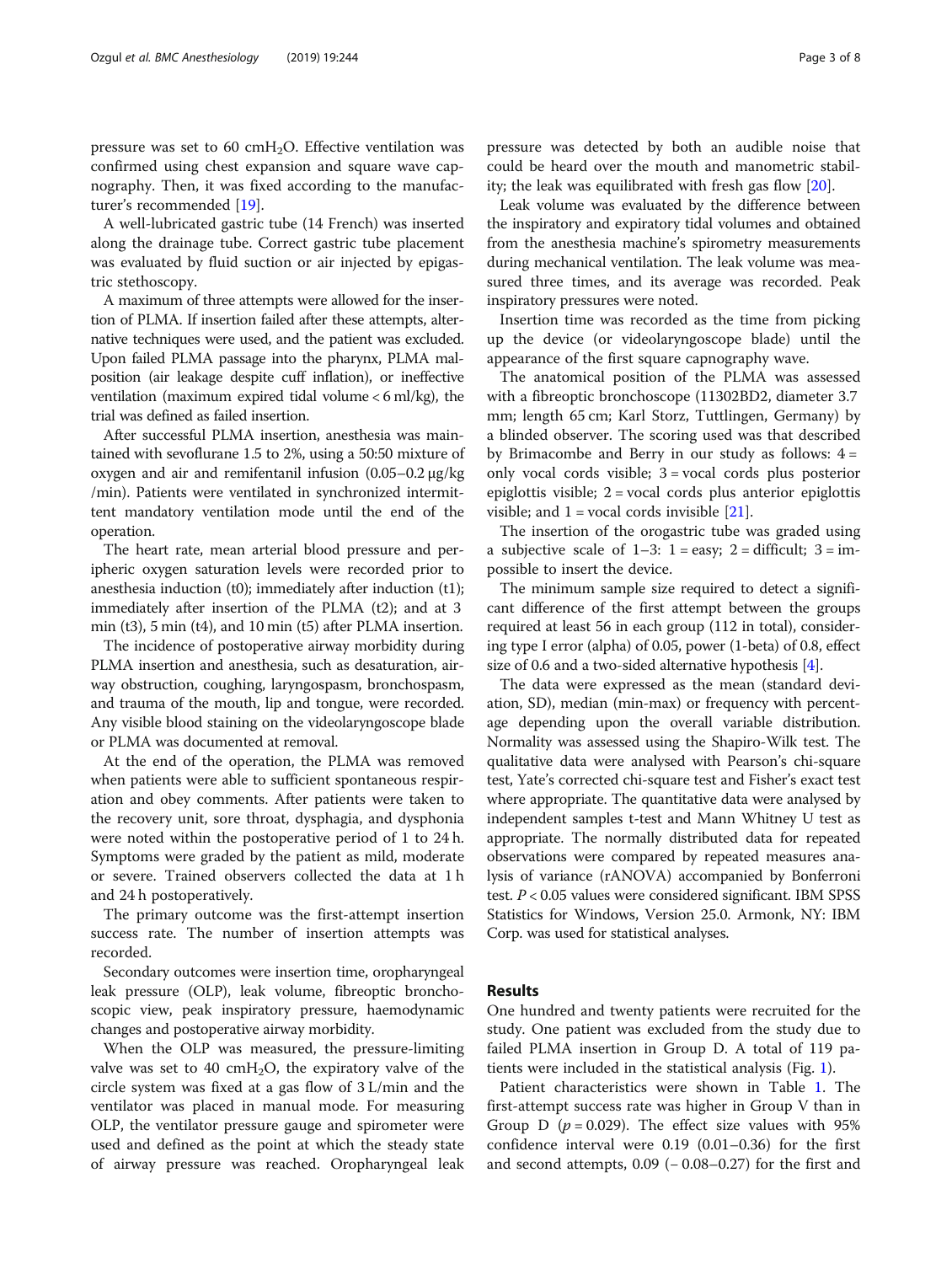pressure was set to 60 $cmH_2O$. Effective ventilation was confirmed using chest expansion and square wave capnography. Then, it was fixed according to the manufacturer's recommended [19].

A well-lubricated gastric tube (14 French) was inserted along the drainage tube. Correct gastric tube placement was evaluated by fluid suction or air injected by epigastric stethoscopy.

A maximum of three attempts were allowed for the insertion of PLMA. If insertion failed after these attempts, alternative techniques were used, and the patient was excluded. Upon failed PLMA passage into the pharynx, PLMA malposition (air leakage despite cuff inflation), or ineffective ventilation (maximum expired tidal volume < 6 ml/kg), the trial was defined as failed insertion.

After successful PLMA insertion, anesthesia was maintained with sevoflurane 1.5 to 2%, using a 50:50 mixture of oxygen and air and remifentanil infusion (0.05–0.2 μg/kg/min). Patients were ventilated in synchronized intermittent mandatory ventilation mode until the end of the operation.

The heart rate, mean arterial blood pressure and peripheric oxygen saturation levels were recorded prior to anesthesia induction (t0); immediately after induction (t1); immediately after insertion of the PLMA (t2); and at 3 min (t3), 5 min (t4), and 10 min (t5) after PLMA insertion.

The incidence of postoperative airway morbidity during PLMA insertion and anesthesia, such as desaturation, airway obstruction, coughing, laryngospasm, bronchospasm, and trauma of the mouth, lip and tongue, were recorded. Any visible blood staining on the videolaryngoscope blade or PLMA was documented at removal.

At the end of the operation, the PLMA was removed when patients were able to sufficient spontaneous respiration and obey comments. After patients were taken to the recovery unit, sore throat, dysphagia, and dysphonia were noted within the postoperative period of 1 to 24 h. Symptoms were graded by the patient as mild, moderate or severe. Trained observers collected the data at 1 h and 24 h postoperatively.

The primary outcome was the first-attempt insertion success rate. The number of insertion attempts was recorded.

Secondary outcomes were insertion time, oropharyngeal leak pressure (OLP), leak volume, fibreoptic bronchoscopic view, peak inspiratory pressure, haemodynamic changes and postoperative airway morbidity.

When the OLP was measured, the pressure-limiting valve was set to 40 $cmH_2O$, the expiratory valve of the circle system was fixed at a gas flow of 3 L/min and the ventilator was placed in manual mode. For measuring OLP, the ventilator pressure gauge and spirometer were used and defined as the point at which the steady state of airway pressure was reached. Oropharyngeal leak pressure was detected by both an audible noise that could be heard over the mouth and manometric stability; the leak was equilibrated with fresh gas flow [20].

Leak volume was evaluated by the difference between the inspiratory and expiratory tidal volumes and obtained from the anesthesia machine's spirometry measurements during mechanical ventilation. The leak volume was measured three times, and its average was recorded. Peak inspiratory pressures were noted.

Insertion time was recorded as the time from picking up the device (or videolaryngoscope blade) until the appearance of the first square capnography wave.

The anatomical position of the PLMA was assessed with a fibreoptic bronchoscope (11302BD2, diameter 3.7 mm; length 65 cm; Karl Storz, Tuttlingen, Germany) by a blinded observer. The scoring used was that described by Brimacombe and Berry in our study as follows: 4 = only vocal cords visible; 3 = vocal cords plus posterior epiglottis visible; 2 = vocal cords plus anterior epiglottis visible; and 1 = vocal cords invisible [21].

The insertion of the orogastric tube was graded using a subjective scale of 1–3: 1 = easy; 2 = difficult; 3 = impossible to insert the device.

The minimum sample size required to detect a significant difference of the first attempt between the groups required at least 56 in each group (112 in total), considering type I error (alpha) of 0.05, power (1-beta) of 0.8, effect size of 0.6 and a two-sided alternative hypothesis [4].

The data were expressed as the mean (standard deviation, SD), median (min-max) or frequency with percentage depending upon the overall variable distribution. Normality was assessed using the Shapiro-Wilk test. The qualitative data were analysed with Pearson's chi-square test, Yate's corrected chi-square test and Fisher's exact test where appropriate. The quantitative data were analysed by independent samples t-test and Mann Whitney U test as appropriate. The normally distributed data for repeated observations were compared by repeated measures analysis of variance (rANOVA) accompanied by Bonferroni test. $P < 0.05$ values were considered significant. IBM SPSS Statistics for Windows, Version 25.0. Armonk, NY: IBM Corp. was used for statistical analyses.

## Results

One hundred and twenty patients were recruited for the study. One patient was excluded from the study due to failed PLMA insertion in Group D. A total of 119 patients were included in the statistical analysis (Fig. 1).

Patient characteristics were shown in Table 1. The first-attempt success rate was higher in Group V than in Group D ($p = 0.029$). The effect size values with 95% confidence interval were 0.19 (0.01–0.36) for the first and second attempts, 0.09 (− 0.08–0.27) for the first and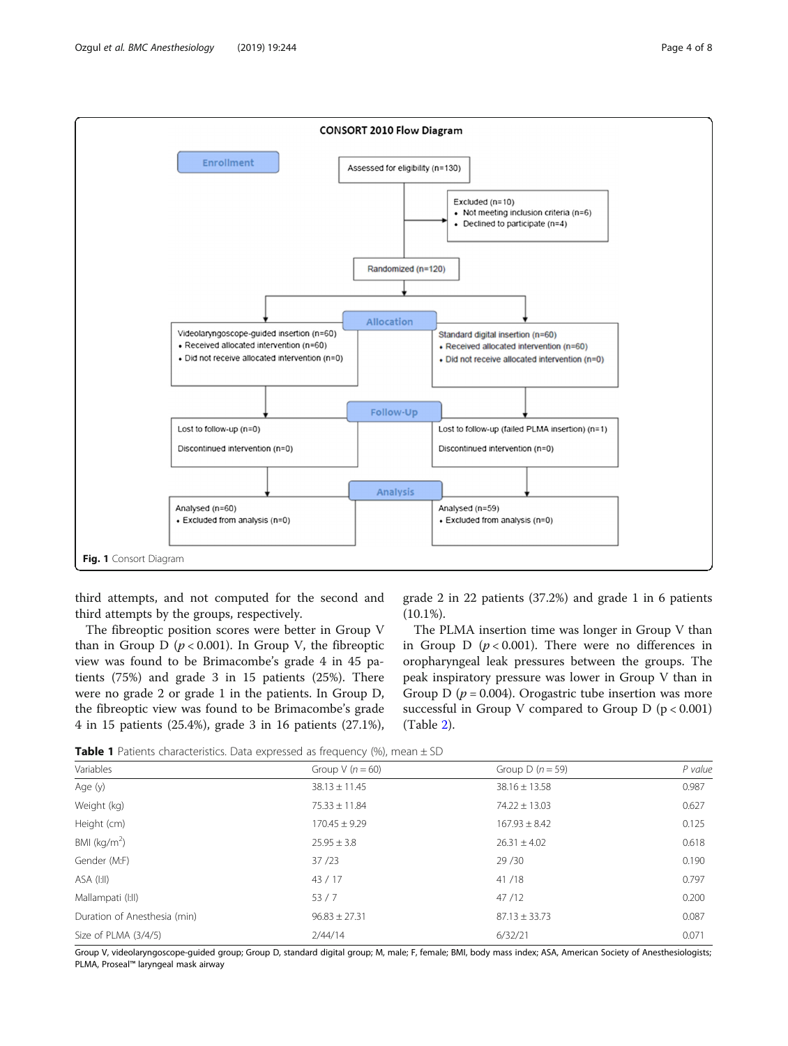CONSORT 2010 Flow Diagram

**Enrollment**

Assessed for eligibility (n=130)

Excluded (n=10)
- Not meeting inclusion criteria (n=6)
- Declined to participate (n=4)

Randomized (n=120)

**Allocation**

Videolaryngoscope-guided insertion (n=60)
- Received allocated intervention (n=60)
- Did not receive allocated intervention (n=0)

Standard digital insertion (n=60)
- Received allocated intervention (n=60)
- Did not receive allocated intervention (n=0)

**Follow-Up**

Lost to follow-up (n=0)

Discontinued intervention (n=0)

Lost to follow-up (failed PLMA insertion) (n=1)

Discontinued intervention (n=0)

**Analysis**

Analysed (n=60)
- Excluded from analysis (n=0)

Analysed (n=59)
- Excluded from analysis (n=0)

**Fig. 1** Consort Diagram

third attempts, and not computed for the second and third attempts by the groups, respectively.

The fibreoptic position scores were better in Group V than in Group D ($p < 0.001$). In Group V, the fibreoptic view was found to be Brimacombe's grade 4 in 45 patients (75%) and grade 3 in 15 patients (25%). There were no grade 2 or grade 1 in the patients. In Group D, the fibreoptic view was found to be Brimacombe's grade 4 in 15 patients (25.4%), grade 3 in 16 patients (27.1%), grade 2 in 22 patients (37.2%) and grade 1 in 6 patients (10.1%).

The PLMA insertion time was longer in Group V than in Group D ($p < 0.001$). There were no differences in oropharyngeal leak pressures between the groups. The peak inspiratory pressure was lower in Group V than in Group D ($p = 0.004$). Orogastric tube insertion was more successful in Group V compared to Group D ($p < 0.001$) (Table 2).

**Table 1** Patients characteristics. Data expressed as frequency (%), mean ± SD

| Variables | Group V ($n = 60$) | Group D ($n = 59$) | *P value* |
|---|---|---|---|
| Age (y) | 38.13 ± 11.45 | 38.16 ± 13.58 | 0.987 |
| Weight (kg) | 75.33 ± 11.84 | 74.22 ± 13.03 | 0.627 |
| Height (cm) | 170.45 ± 9.29 | 167.93 ± 8.42 | 0.125 |
| BMI (kg/m$^2$) | 25.95 ± 3.8 | 26.31 ± 4.02 | 0.618 |
| Gender (M:F) | 37 /23 | 29 /30 | 0.190 |
| ASA (I:II) | 43 / 17 | 41 /18 | 0.797 |
| Mallampati (I:II) | 53 / 7 | 47 /12 | 0.200 |
| Duration of Anesthesia (min) | 96.83 ± 27.31 | 87.13 ± 33.73 | 0.087 |
| Size of PLMA (3/4/5) | 2/44/14 | 6/32/21 | 0.071 |

Group V, videolaryngoscope-guided group; Group D, standard digital group; M, male; F, female; BMI, body mass index; ASA, American Society of Anesthesiologists; PLMA, Proseal™ laryngeal mask airway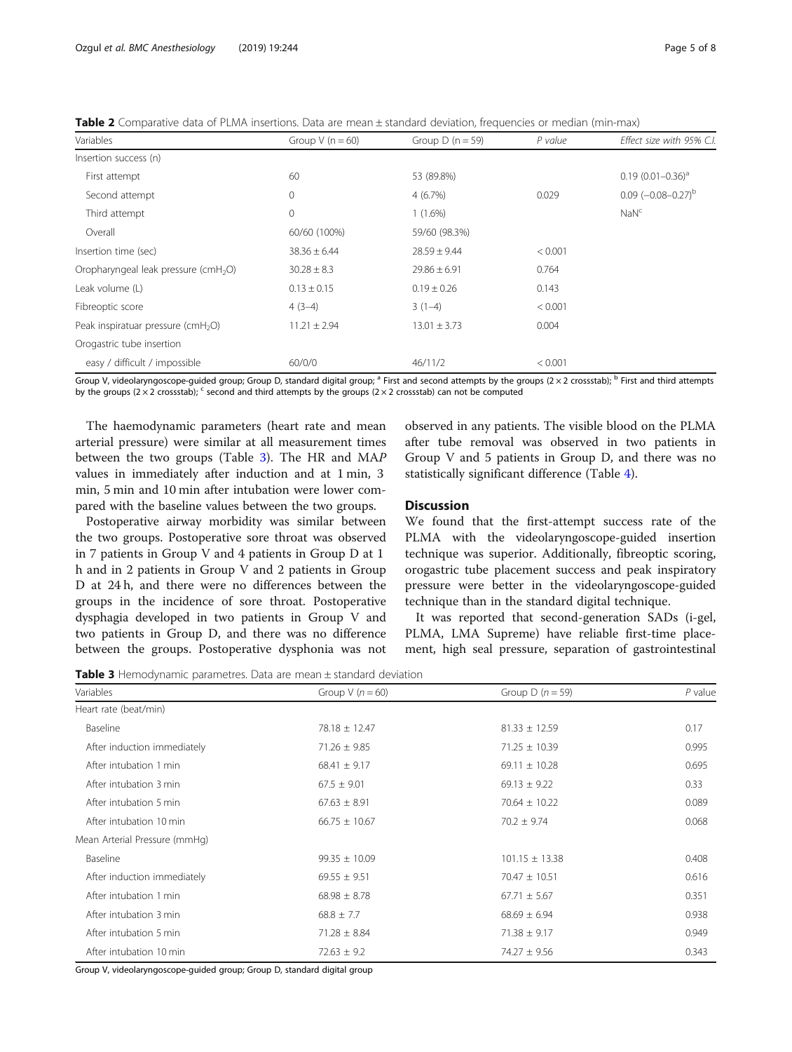**Table 2** Comparative data of PLMA insertions. Data are mean ± standard deviation, frequencies or median (min-max)

| Variables | Group V (n = 60) | Group D (n = 59) | *P value* | *Effect size with 95% C.I.* |
|---|---|---|---|---|
| Insertion success (n) | | | | |
| First attempt | 60 | 53 (89.8%) | | 0.19 (0.01–0.36)[a] |
| Second attempt | 0 | 4 (6.7%) | 0.029 | 0.09 (−0.08–0.27)[b] |
| Third attempt | 0 | 1 (1.6%) | | NaN[c] |
| Overall | 60/60 (100%) | 59/60 (98.3%) | | |
| Insertion time (sec) | 38.36 ± 6.44 | 28.59 ± 9.44 | < 0.001 | |
| Oropharyngeal leak pressure ($cmH_2O$) | 30.28 ± 8.3 | 29.86 ± 6.91 | 0.764 | |
| Leak volume (L) | 0.13 ± 0.15 | 0.19 ± 0.26 | 0.143 | |
| Fibreoptic score | 4 (3–4) | 3 (1–4) | < 0.001 | |
| Peak inspiratuar pressure ($cmH_2O$) | 11.21 ± 2.94 | 13.01 ± 3.73 | 0.004 | |
| Orogastric tube insertion | | | | |
| easy / difficult / impossible | 60/0/0 | 46/11/2 | < 0.001 | |

Group V, videolaryngoscope-guided group; Group D, standard digital group; [a] First and second attempts by the groups (2 × 2 crossstab); [b] First and third attempts by the groups (2 × 2 crossstab); [c] second and third attempts by the groups (2 × 2 crossstab) can not be computed

The haemodynamic parameters (heart rate and mean arterial pressure) were similar at all measurement times between the two groups (Table 3). The HR and MAP values in immediately after induction and at 1 min, 3 min, 5 min and 10 min after intubation were lower compared with the baseline values between the two groups.

Postoperative airway morbidity was similar between the two groups. Postoperative sore throat was observed in 7 patients in Group V and 4 patients in Group D at 1 h and in 2 patients in Group V and 2 patients in Group D at 24 h, and there were no differences between the groups in the incidence of sore throat. Postoperative dysphagia developed in two patients in Group V and two patients in Group D, and there was no difference between the groups. Postoperative dysphonia was not observed in any patients. The visible blood on the PLMA after tube removal was observed in two patients in Group V and 5 patients in Group D, and there was no statistically significant difference (Table 4).

## Discussion

We found that the first-attempt success rate of the PLMA with the videolaryngoscope-guided insertion technique was superior. Additionally, fibreoptic scoring, orogastric tube placement success and peak inspiratory pressure were better in the videolaryngoscope-guided technique than in the standard digital technique.

It was reported that second-generation SADs (i-gel, PLMA, LMA Supreme) have reliable first-time placement, high seal pressure, separation of gastrointestinal

**Table 3** Hemodynamic parametres. Data are mean ± standard deviation

| Variables | Group V (*n* = 60) | Group D (*n* = 59) | *P* value |
|---|---|---|---|
| Heart rate (beat/min) | | | |
| Baseline | 78.18 ± 12.47 | 81.33 ± 12.59 | 0.17 |
| After induction immediately | 71.26 ± 9.85 | 71.25 ± 10.39 | 0.995 |
| After intubation 1 min | 68.41 ± 9.17 | 69.11 ± 10.28 | 0.695 |
| After intubation 3 min | 67.5 ± 9.01 | 69.13 ± 9.22 | 0.33 |
| After intubation 5 min | 67.63 ± 8.91 | 70.64 ± 10.22 | 0.089 |
| After intubation 10 min | 66.75 ± 10.67 | 70.2 ± 9.74 | 0.068 |
| Mean Arterial Pressure (mmHg) | | | |
| Baseline | 99.35 ± 10.09 | 101.15 ± 13.38 | 0.408 |
| After induction immediately | 69.55 ± 9.51 | 70.47 ± 10.51 | 0.616 |
| After intubation 1 min | 68.98 ± 8.78 | 67.71 ± 5.67 | 0.351 |
| After intubation 3 min | 68.8 ± 7.7 | 68.69 ± 6.94 | 0.938 |
| After intubation 5 min | 71.28 ± 8.84 | 71.38 ± 9.17 | 0.949 |
| After intubation 10 min | 72.63 ± 9.2 | 74.27 ± 9.56 | 0.343 |

Group V, videolaryngoscope-guided group; Group D, standard digital group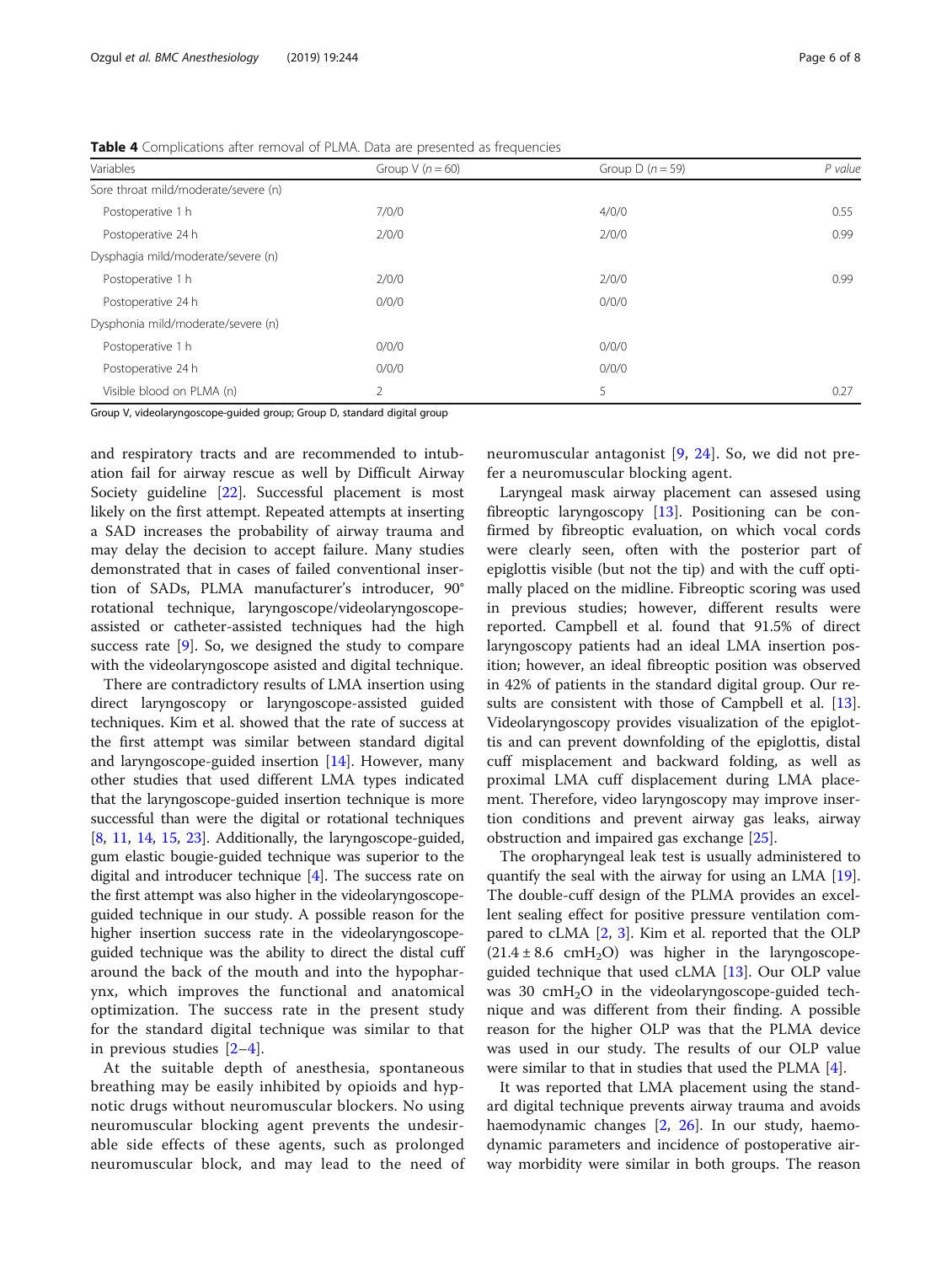**Table 4** Complications after removal of PLMA. Data are presented as frequencies

| Variables | Group V ($n = 60$) | Group D ($n = 59$) | P value |
|---|---|---|---|
| Sore throat mild/moderate/severe (n) | | | |
| Postoperative 1 h | 7/0/0 | 4/0/0 | 0.55 |
| Postoperative 24 h | 2/0/0 | 2/0/0 | 0.99 |
| Dysphagia mild/moderate/severe (n) | | | |
| Postoperative 1 h | 2/0/0 | 2/0/0 | 0.99 |
| Postoperative 24 h | 0/0/0 | 0/0/0 | |
| Dysphonia mild/moderate/severe (n) | | | |
| Postoperative 1 h | 0/0/0 | 0/0/0 | |
| Postoperative 24 h | 0/0/0 | 0/0/0 | |
| Visible blood on PLMA (n) | 2 | 5 | 0.27 |

Group V, videolaryngoscope-guided group; Group D, standard digital group

and respiratory tracts and are recommended to intubation fail for airway rescue as well by Difficult Airway Society guideline [22]. Successful placement is most likely on the first attempt. Repeated attempts at inserting a SAD increases the probability of airway trauma and may delay the decision to accept failure. Many studies demonstrated that in cases of failed conventional insertion of SADs, PLMA manufacturer's introducer, 90° rotational technique, laryngoscope/videolaryngoscope-assisted or catheter-assisted techniques had the high success rate [9]. So, we designed the study to compare with the videolaryngoscope asisted and digital technique.

There are contradictory results of LMA insertion using direct laryngoscopy or laryngoscope-assisted guided techniques. Kim et al. showed that the rate of success at the first attempt was similar between standard digital and laryngoscope-guided insertion [14]. However, many other studies that used different LMA types indicated that the laryngoscope-guided insertion technique is more successful than were the digital or rotational techniques [8, 11, 14, 15, 23]. Additionally, the laryngoscope-guided, gum elastic bougie-guided technique was superior to the digital and introducer technique [4]. The success rate on the first attempt was also higher in the videolaryngoscope-guided technique in our study. A possible reason for the higher insertion success rate in the videolaryngoscope-guided technique was the ability to direct the distal cuff around the back of the mouth and into the hypopharynx, which improves the functional and anatomical optimization. The success rate in the present study for the standard digital technique was similar to that in previous studies [2–4].

At the suitable depth of anesthesia, spontaneous breathing may be easily inhibited by opioids and hypnotic drugs without neuromuscular blockers. No using neuromuscular blocking agent prevents the undesirable side effects of these agents, such as prolonged neuromuscular block, and may lead to the need of neuromuscular antagonist [9, 24]. So, we did not prefer a neuromuscular blocking agent.

Laryngeal mask airway placement can assesed using fibreoptic laryngoscopy [13]. Positioning can be confirmed by fibreoptic evaluation, on which vocal cords were clearly seen, often with the posterior part of epiglottis visible (but not the tip) and with the cuff optimally placed on the midline. Fibreoptic scoring was used in previous studies; however, different results were reported. Campbell et al. found that 91.5% of direct laryngoscopy patients had an ideal LMA insertion position; however, an ideal fibreoptic position was observed in 42% of patients in the standard digital group. Our results are consistent with those of Campbell et al. [13]. Videolaryngoscopy provides visualization of the epiglottis and can prevent downfolding of the epiglottis, distal cuff misplacement and backward folding, as well as proximal LMA cuff displacement during LMA placement. Therefore, video laryngoscopy may improve insertion conditions and prevent airway gas leaks, airway obstruction and impaired gas exchange [25].

The oropharyngeal leak test is usually administered to quantify the seal with the airway for using an LMA [19]. The double-cuff design of the PLMA provides an excellent sealing effect for positive pressure ventilation compared to cLMA [2, 3]. Kim et al. reported that the OLP ($21.4 \pm 8.6$ $cmH_2O$) was higher in the laryngoscope-guided technique that used cLMA [13]. Our OLP value was 30 $cmH_2O$ in the videolaryngoscope-guided technique and was different from their finding. A possible reason for the higher OLP was that the PLMA device was used in our study. The results of our OLP value were similar to that in studies that used the PLMA [4].

It was reported that LMA placement using the standard digital technique prevents airway trauma and avoids haemodynamic changes [2, 26]. In our study, haemodynamic parameters and incidence of postoperative airway morbidity were similar in both groups. The reason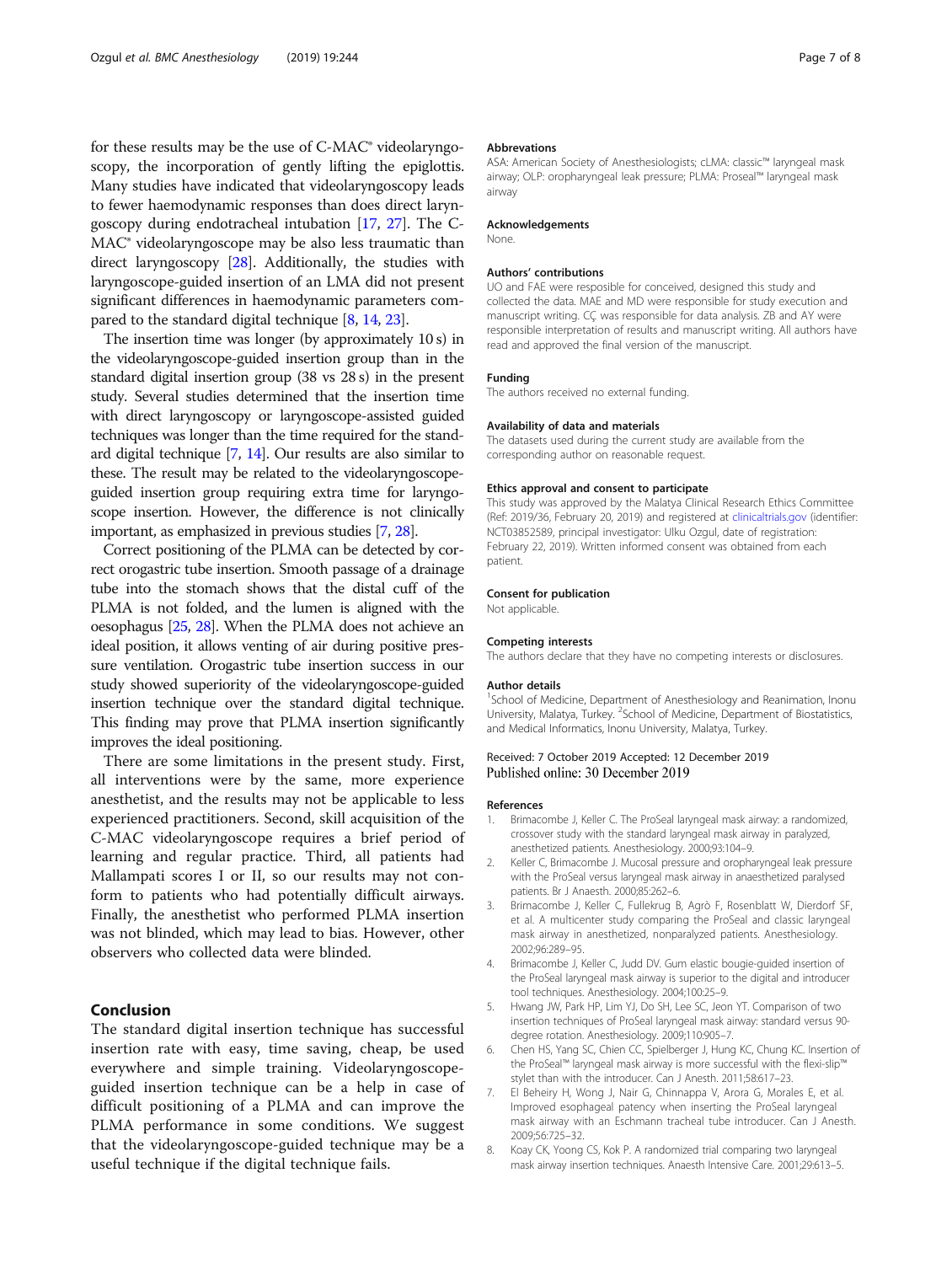for these results may be the use of C-MAC® videolaryngoscopy, the incorporation of gently lifting the epiglottis. Many studies have indicated that videolaryngoscopy leads to fewer haemodynamic responses than does direct laryngoscopy during endotracheal intubation [17, 27]. The C-MAC® videolaryngoscope may be also less traumatic than direct laryngoscopy [28]. Additionally, the studies with laryngoscope-guided insertion of an LMA did not present significant differences in haemodynamic parameters compared to the standard digital technique [8, 14, 23].

The insertion time was longer (by approximately 10 s) in the videolaryngoscope-guided insertion group than in the standard digital insertion group (38 vs 28 s) in the present study. Several studies determined that the insertion time with direct laryngoscopy or laryngoscope-assisted guided techniques was longer than the time required for the standard digital technique [7, 14]. Our results are also similar to these. The result may be related to the videolaryngoscope-guided insertion group requiring extra time for laryngoscope insertion. However, the difference is not clinically important, as emphasized in previous studies [7, 28].

Correct positioning of the PLMA can be detected by correct orogastric tube insertion. Smooth passage of a drainage tube into the stomach shows that the distal cuff of the PLMA is not folded, and the lumen is aligned with the oesophagus [25, 28]. When the PLMA does not achieve an ideal position, it allows venting of air during positive pressure ventilation. Orogastric tube insertion success in our study showed superiority of the videolaryngoscope-guided insertion technique over the standard digital technique. This finding may prove that PLMA insertion significantly improves the ideal positioning.

There are some limitations in the present study. First, all interventions were by the same, more experience anesthetist, and the results may not be applicable to less experienced practitioners. Second, skill acquisition of the C-MAC videolaryngoscope requires a brief period of learning and regular practice. Third, all patients had Mallampati scores I or II, so our results may not conform to patients who had potentially difficult airways. Finally, the anesthetist who performed PLMA insertion was not blinded, which may lead to bias. However, other observers who collected data were blinded.

## Conclusion

The standard digital insertion technique has successful insertion rate with easy, time saving, cheap, be used everywhere and simple training. Videolaryngoscope-guided insertion technique can be a help in case of difficult positioning of a PLMA and can improve the PLMA performance in some conditions. We suggest that the videolaryngoscope-guided technique may be a useful technique if the digital technique fails.

### Abbrevations

ASA: American Society of Anesthesiologists; cLMA: classic™ laryngeal mask airway; OLP: oropharyngeal leak pressure; PLMA: Proseal™ laryngeal mask airway

### Acknowledgements

None.

### Authors' contributions

UO and FAE were resposible for conceived, designed this study and collected the data. MAE and MD were responsible for study execution and manuscript writing. CÇ was responsible for data analysis. ZB and AY were responsible interpretation of results and manuscript writing. All authors have read and approved the final version of the manuscript.

### Funding

The authors received no external funding.

### Availability of data and materials

The datasets used during the current study are available from the corresponding author on reasonable request.

### Ethics approval and consent to participate

This study was approved by the Malatya Clinical Research Ethics Committee (Ref: 2019/36, February 20, 2019) and registered at clinicaltrials.gov (identifier: NCT03852589, principal investigator: Ulku Ozgul, date of registration: February 22, 2019). Written informed consent was obtained from each patient.

### Consent for publication

Not applicable.

### Competing interests

The authors declare that they have no competing interests or disclosures.

### Author details

[1]School of Medicine, Department of Anesthesiology and Reanimation, Inonu University, Malatya, Turkey. [2]School of Medicine, Department of Biostatistics, and Medical Informatics, Inonu University, Malatya, Turkey.

Received: 7 October 2019 Accepted: 12 December 2019
Published online: 30 December 2019

### References

1. Brimacombe J, Keller C. The ProSeal laryngeal mask airway: a randomized, crossover study with the standard laryngeal mask airway in paralyzed, anesthetized patients. Anesthesiology. 2000;93:104–9.
2. Keller C, Brimacombe J. Mucosal pressure and oropharyngeal leak pressure with the ProSeal versus laryngeal mask airway in anaesthetized paralysed patients. Br J Anaesth. 2000;85:262–6.
3. Brimacombe J, Keller C, Fullekrug B, Agrò F, Rosenblatt W, Dierdorf SF, et al. A multicenter study comparing the ProSeal and classic laryngeal mask airway in anesthetized, nonparalyzed patients. Anesthesiology. 2002;96:289–95.
4. Brimacombe J, Keller C, Judd DV. Gum elastic bougie-guided insertion of the ProSeal laryngeal mask airway is superior to the digital and introducer tool techniques. Anesthesiology. 2004;100:25–9.
5. Hwang JW, Park HP, Lim YJ, Do SH, Lee SC, Jeon YT. Comparison of two insertion techniques of ProSeal laryngeal mask airway: standard versus 90-degree rotation. Anesthesiology. 2009;110:905–7.
6. Chen HS, Yang SC, Chien CC, Spielberger J, Hung KC, Chung KC. Insertion of the ProSeal™ laryngeal mask airway is more successful with the flexi-slip™ stylet than with the introducer. Can J Anesth. 2011;58:617–23.
7. El Beheiry H, Wong J, Nair G, Chinnappa V, Arora G, Morales E, et al. Improved esophageal patency when inserting the ProSeal laryngeal mask airway with an Eschmann tracheal tube introducer. Can J Anesth. 2009;56:725–32.
8. Koay CK, Yoong CS, Kok P. A randomized trial comparing two laryngeal mask airway insertion techniques. Anaesth Intensive Care. 2001;29:613–5.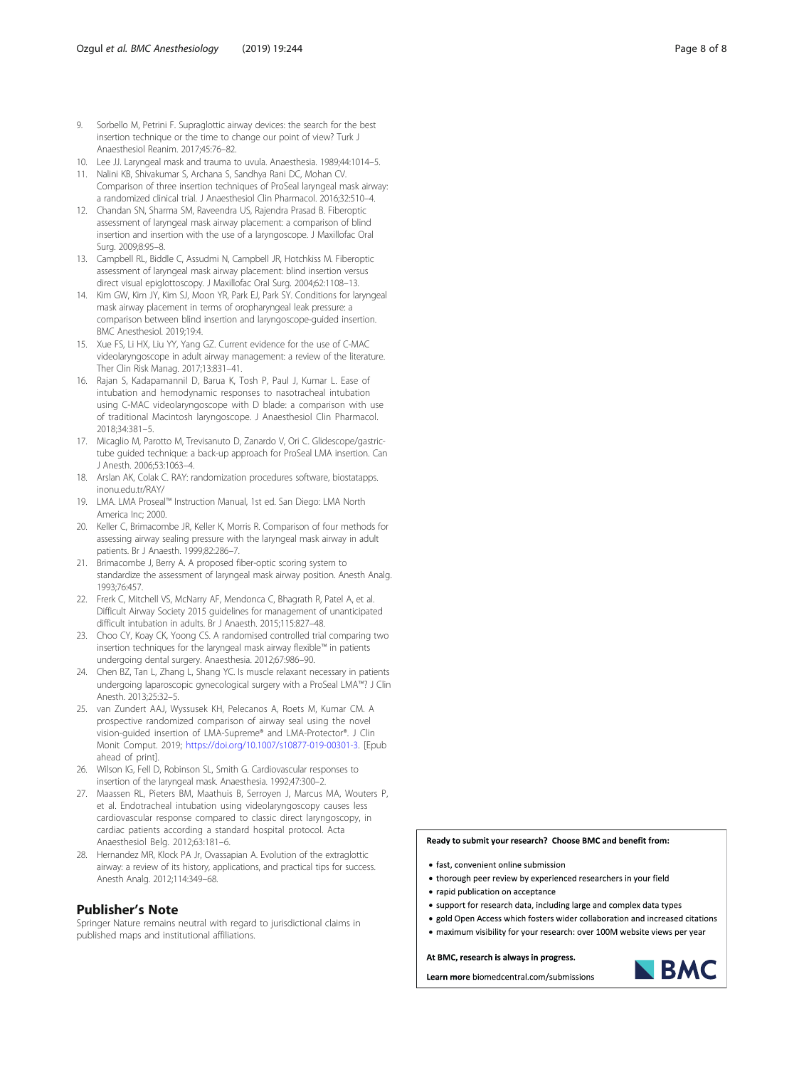9. Sorbello M, Petrini F. Supraglottic airway devices: the search for the best insertion technique or the time to change our point of view? Turk J Anaesthesiol Reanim. 2017;45:76–82.
10. Lee JJ. Laryngeal mask and trauma to uvula. Anaesthesia. 1989;44:1014–5.
11. Nalini KB, Shivakumar S, Archana S, Sandhya Rani DC, Mohan CV. Comparison of three insertion techniques of ProSeal laryngeal mask airway: a randomized clinical trial. J Anaesthesiol Clin Pharmacol. 2016;32:510–4.
12. Chandan SN, Sharma SM, Raveendra US, Rajendra Prasad B. Fiberoptic assessment of laryngeal mask airway placement: a comparison of blind insertion and insertion with the use of a laryngoscope. J Maxillofac Oral Surg. 2009;8:95–8.
13. Campbell RL, Biddle C, Assudmi N, Campbell JR, Hotchkiss M. Fiberoptic assessment of laryngeal mask airway placement: blind insertion versus direct visual epiglottoscopy. J Maxillofac Oral Surg. 2004;62:1108–13.
14. Kim GW, Kim JY, Kim SJ, Moon YR, Park EJ, Park SY. Conditions for laryngeal mask airway placement in terms of oropharyngeal leak pressure: a comparison between blind insertion and laryngoscope-guided insertion. BMC Anesthesiol. 2019;19:4.
15. Xue FS, Li HX, Liu YY, Yang GZ. Current evidence for the use of C-MAC videolaryngoscope in adult airway management: a review of the literature. Ther Clin Risk Manag. 2017;13:831–41.
16. Rajan S, Kadapamannil D, Barua K, Tosh P, Paul J, Kumar L. Ease of intubation and hemodynamic responses to nasotracheal intubation using C-MAC videolaryngoscope with D blade: a comparison with use of traditional Macintosh laryngoscope. J Anaesthesiol Clin Pharmacol. 2018;34:381–5.
17. Micaglio M, Parotto M, Trevisanuto D, Zanardo V, Ori C. Glidescope/gastric-tube guided technique: a back-up approach for ProSeal LMA insertion. Can J Anesth. 2006;53:1063–4.
18. Arslan AK, Colak C. RAY: randomization procedures software, biostatapps. inonu.edu.tr/RAY/
19. LMA. LMA Proseal™ Instruction Manual, 1st ed. San Diego: LMA North America Inc; 2000.
20. Keller C, Brimacombe JR, Keller K, Morris R. Comparison of four methods for assessing airway sealing pressure with the laryngeal mask airway in adult patients. Br J Anaesth. 1999;82:286–7.
21. Brimacombe J, Berry A. A proposed fiber-optic scoring system to standardize the assessment of laryngeal mask airway position. Anesth Analg. 1993;76:457.
22. Frerk C, Mitchell VS, McNarry AF, Mendonca C, Bhagrath R, Patel A, et al. Difficult Airway Society 2015 guidelines for management of unanticipated difficult intubation in adults. Br J Anaesth. 2015;115:827–48.
23. Choo CY, Koay CK, Yoong CS. A randomised controlled trial comparing two insertion techniques for the laryngeal mask airway flexible™ in patients undergoing dental surgery. Anaesthesia. 2012;67:986–90.
24. Chen BZ, Tan L, Zhang L, Shang YC. Is muscle relaxant necessary in patients undergoing laparoscopic gynecological surgery with a ProSeal LMA™? J Clin Anesth. 2013;25:32–5.
25. van Zundert AAJ, Wyssusek KH, Pelecanos A, Roets M, Kumar CM. A prospective randomized comparison of airway seal using the novel vision-guided insertion of LMA-Supreme® and LMA-Protector®. J Clin Monit Comput. 2019; https://doi.org/10.1007/s10877-019-00301-3. [Epub ahead of print].
26. Wilson IG, Fell D, Robinson SL, Smith G. Cardiovascular responses to insertion of the laryngeal mask. Anaesthesia. 1992;47:300–2.
27. Maassen RL, Pieters BM, Maathuis B, Serroyen J, Marcus MA, Wouters P, et al. Endotracheal intubation using videolaryngoscopy causes less cardiovascular response compared to classic direct laryngoscopy, in cardiac patients according a standard hospital protocol. Acta Anaesthesiol Belg. 2012;63:181–6.
28. Hernandez MR, Klock PA Jr, Ovassapian A. Evolution of the extraglottic airway: a review of its history, applications, and practical tips for success. Anesth Analg. 2012;114:349–68.

## Publisher's Note

Springer Nature remains neutral with regard to jurisdictional claims in published maps and institutional affiliations.

**Ready to submit your research? Choose BMC and benefit from:**

- fast, convenient online submission
- thorough peer review by experienced researchers in your field
- rapid publication on acceptance
- support for research data, including large and complex data types
- gold Open Access which fosters wider collaboration and increased citations
- maximum visibility for your research: over 100M website views per year

**At BMC, research is always in progress.**

**Learn more** biomedcentral.com/submissions

BMC